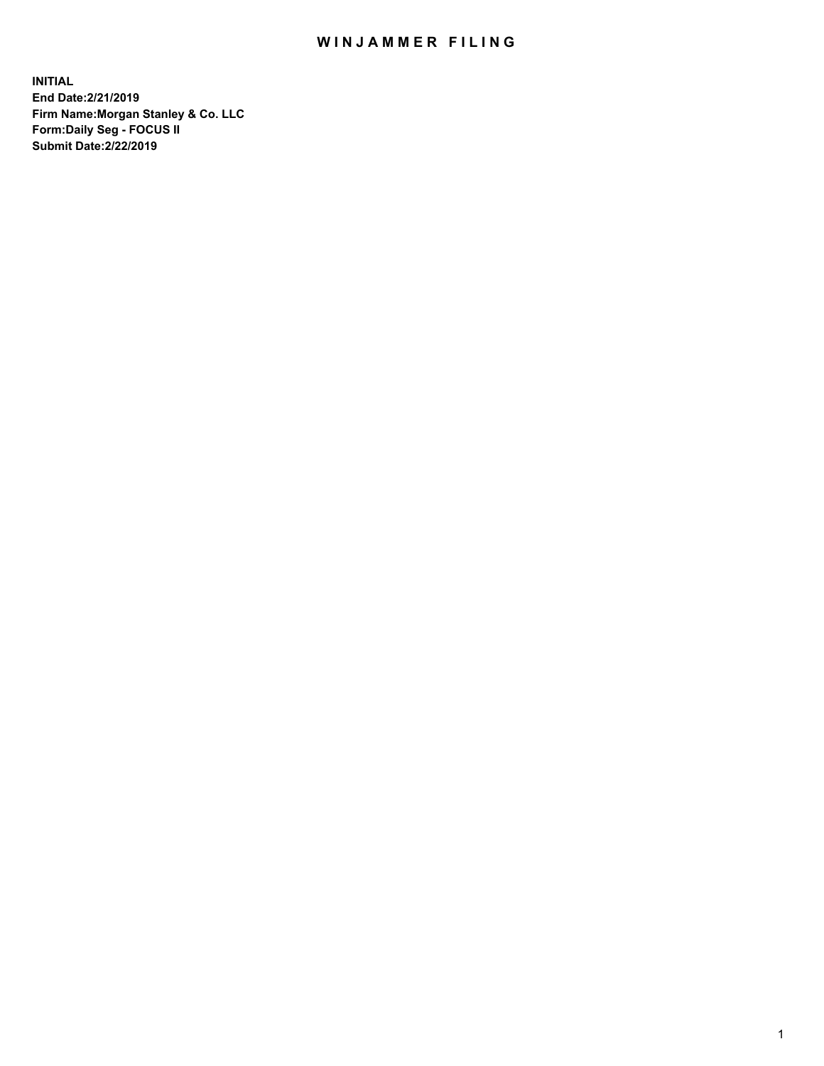# WINJAMMER FILING

**INITIAL**
**End Date:2/21/2019**
**Firm Name:Morgan Stanley & Co. LLC**
**Form:Daily Seg - FOCUS II**
**Submit Date:2/22/2019**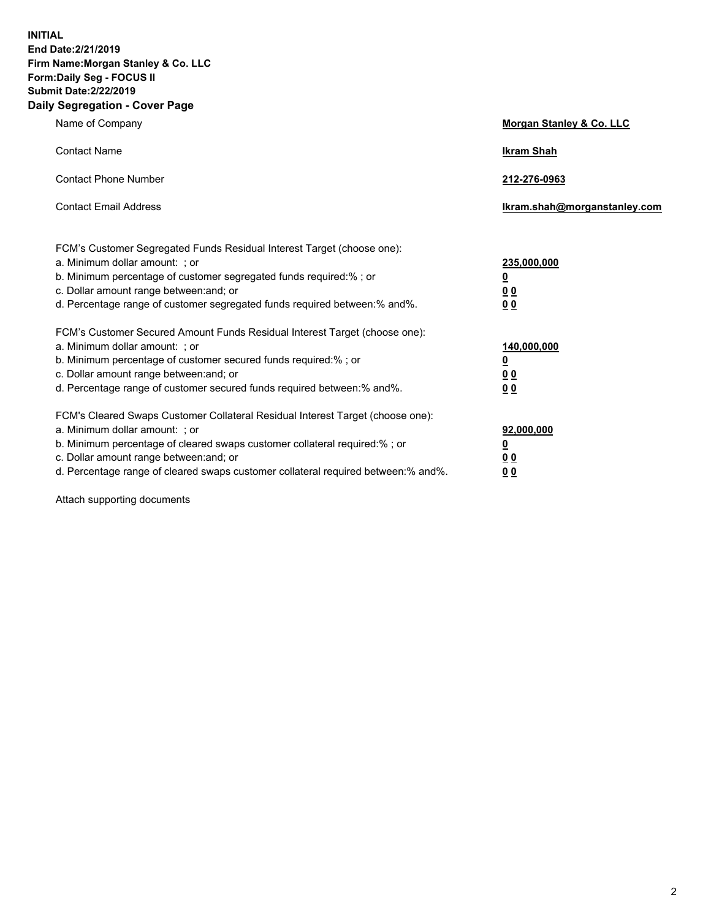**INITIAL**
**End Date:2/21/2019**
**Firm Name:Morgan Stanley & Co. LLC**
**Form:Daily Seg - FOCUS II**
**Submit Date:2/22/2019**

## Daily Segregation - Cover Page

| | |
|---|---|
| Name of Company | **Morgan Stanley & Co. LLC** |
| Contact Name | **Ikram Shah** |
| Contact Phone Number | **212-276-0963** |
| Contact Email Address | **Ikram.shah@morganstanley.com** |

| | |
|---|---|
| FCM's Customer Segregated Funds Residual Interest Target (choose one): | |
| a. Minimum dollar amount: ; or | **235,000,000** |
| b. Minimum percentage of customer segregated funds required:% ; or | **0** |
| c. Dollar amount range between:and; or | **0 0** |
| d. Percentage range of customer segregated funds required between:% and%. | **0 0** |
| FCM's Customer Secured Amount Funds Residual Interest Target (choose one): | |
| a. Minimum dollar amount: ; or | **140,000,000** |
| b. Minimum percentage of customer secured funds required:% ; or | **0** |
| c. Dollar amount range between:and; or | **0 0** |
| d. Percentage range of customer secured funds required between:% and%. | **0 0** |
| FCM's Cleared Swaps Customer Collateral Residual Interest Target (choose one): | |
| a. Minimum dollar amount: ; or | **92,000,000** |
| b. Minimum percentage of cleared swaps customer collateral required:% ; or | **0** |
| c. Dollar amount range between:and; or | **0 0** |
| d. Percentage range of cleared swaps customer collateral required between:% and%. | **0 0** |

Attach supporting documents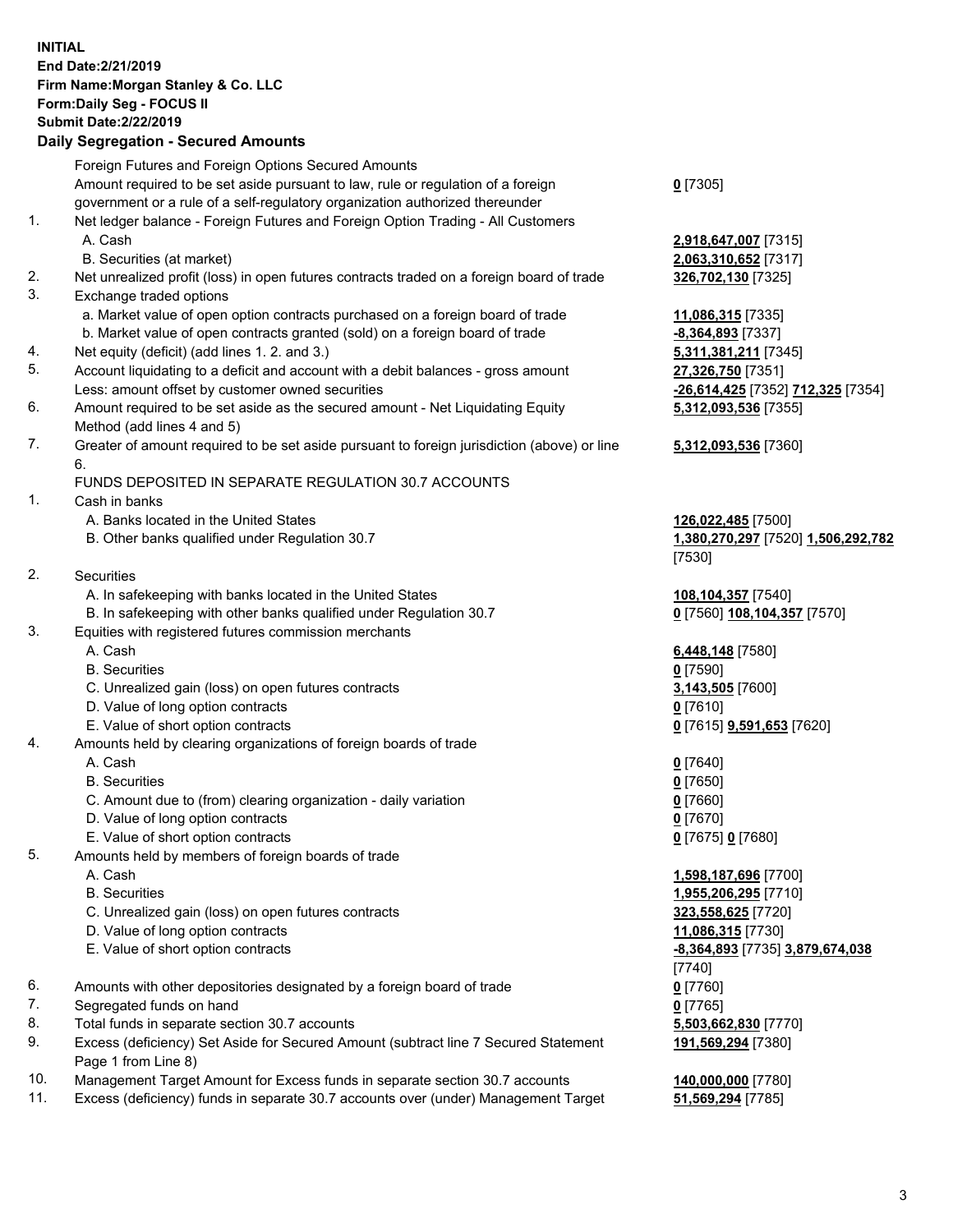**INITIAL**
**End Date:2/21/2019**
**Firm Name:Morgan Stanley & Co. LLC**
**Form:Daily Seg - FOCUS II**
**Submit Date:2/22/2019**

## Daily Segregation - Secured Amounts

| | | |
|---|---|---|
| | Foreign Futures and Foreign Options Secured Amounts | |
| | Amount required to be set aside pursuant to law, rule or regulation of a foreign government or a rule of a self-regulatory organization authorized thereunder | **0** [7305] |
| 1. | Net ledger balance - Foreign Futures and Foreign Option Trading - All Customers | |
| | A. Cash | **2,918,647,007** [7315] |
| | B. Securities (at market) | **2,063,310,652** [7317] |
| 2. | Net unrealized profit (loss) in open futures contracts traded on a foreign board of trade | **326,702,130** [7325] |
| 3. | Exchange traded options | |
| | a. Market value of open option contracts purchased on a foreign board of trade | **11,086,315** [7335] |
| | b. Market value of open contracts granted (sold) on a foreign board of trade | **-8,364,893** [7337] |
| 4. | Net equity (deficit) (add lines 1. 2. and 3.) | **5,311,381,211** [7345] |
| 5. | Account liquidating to a deficit and account with a debit balances - gross amount | **27,326,750** [7351] |
| | Less: amount offset by customer owned securities | **-26,614,425** [7352] **712,325** [7354] |
| 6. | Amount required to be set aside as the secured amount - Net Liquidating Equity Method (add lines 4 and 5) | **5,312,093,536** [7355] |
| 7. | Greater of amount required to be set aside pursuant to foreign jurisdiction (above) or line 6. | **5,312,093,536** [7360] |
| | FUNDS DEPOSITED IN SEPARATE REGULATION 30.7 ACCOUNTS | |
| 1. | Cash in banks | |
| | A. Banks located in the United States | **126,022,485** [7500] |
| | B. Other banks qualified under Regulation 30.7 | **1,380,270,297** [7520] **1,506,292,782** [7530] |
| 2. | Securities | |
| | A. In safekeeping with banks located in the United States | **108,104,357** [7540] |
| | B. In safekeeping with other banks qualified under Regulation 30.7 | **0** [7560] **108,104,357** [7570] |
| 3. | Equities with registered futures commission merchants | |
| | A. Cash | **6,448,148** [7580] |
| | B. Securities | **0** [7590] |
| | C. Unrealized gain (loss) on open futures contracts | **3,143,505** [7600] |
| | D. Value of long option contracts | **0** [7610] |
| | E. Value of short option contracts | **0** [7615] **9,591,653** [7620] |
| 4. | Amounts held by clearing organizations of foreign boards of trade | |
| | A. Cash | **0** [7640] |
| | B. Securities | **0** [7650] |
| | C. Amount due to (from) clearing organization - daily variation | **0** [7660] |
| | D. Value of long option contracts | **0** [7670] |
| | E. Value of short option contracts | **0** [7675] **0** [7680] |
| 5. | Amounts held by members of foreign boards of trade | |
| | A. Cash | **1,598,187,696** [7700] |
| | B. Securities | **1,955,206,295** [7710] |
| | C. Unrealized gain (loss) on open futures contracts | **323,558,625** [7720] |
| | D. Value of long option contracts | **11,086,315** [7730] |
| | E. Value of short option contracts | **-8,364,893** [7735] **3,879,674,038** [7740] |
| 6. | Amounts with other depositories designated by a foreign board of trade | **0** [7760] |
| 7. | Segregated funds on hand | **0** [7765] |
| 8. | Total funds in separate section 30.7 accounts | **5,503,662,830** [7770] |
| 9. | Excess (deficiency) Set Aside for Secured Amount (subtract line 7 Secured Statement Page 1 from Line 8) | **191,569,294** [7380] |
| 10. | Management Target Amount for Excess funds in separate section 30.7 accounts | **140,000,000** [7780] |
| 11. | Excess (deficiency) funds in separate 30.7 accounts over (under) Management Target | **51,569,294** [7785] |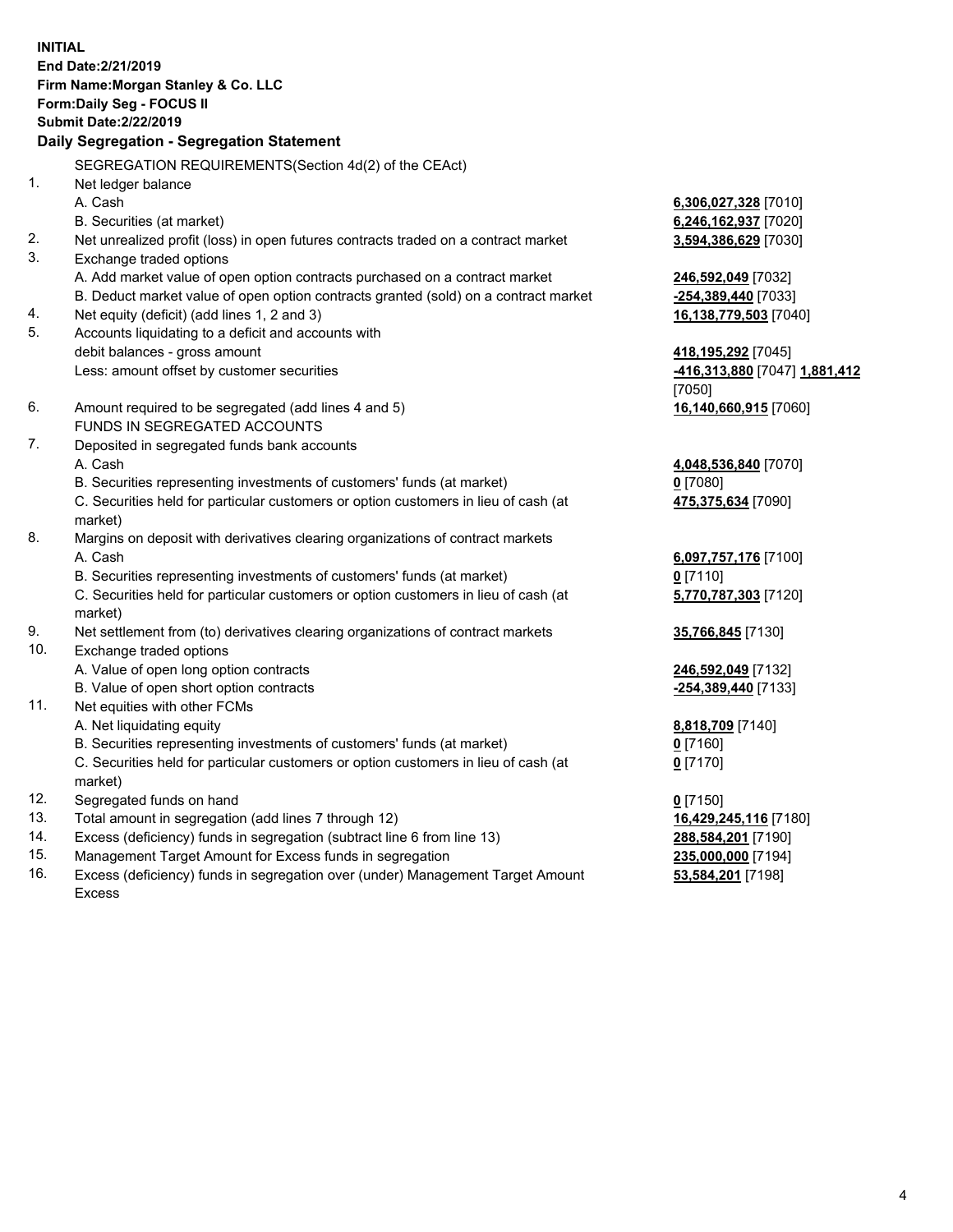**INITIAL**
**End Date:2/21/2019**
**Firm Name:Morgan Stanley & Co. LLC**
**Form:Daily Seg - FOCUS II**
**Submit Date:2/22/2019**

**Daily Segregation - Segregation Statement**

SEGREGATION REQUIREMENTS(Section 4d(2) of the CEAct)

| | | |
|---|---|---|
| 1. | Net ledger balance | |
| | A. Cash | **6,306,027,328** [7010] |
| | B. Securities (at market) | **6,246,162,937** [7020] |
| 2. | Net unrealized profit (loss) in open futures contracts traded on a contract market | **3,594,386,629** [7030] |
| 3. | Exchange traded options | |
| | A. Add market value of open option contracts purchased on a contract market | **246,592,049** [7032] |
| | B. Deduct market value of open option contracts granted (sold) on a contract market | **-254,389,440** [7033] |
| 4. | Net equity (deficit) (add lines 1, 2 and 3) | **16,138,779,503** [7040] |
| 5. | Accounts liquidating to a deficit and accounts with debit balances - gross amount | **418,195,292** [7045] |
| | Less: amount offset by customer securities | **-416,313,880** [7047] **1,881,412** [7050] |
| 6. | Amount required to be segregated (add lines 4 and 5) | **16,140,660,915** [7060] |
| | FUNDS IN SEGREGATED ACCOUNTS | |
| 7. | Deposited in segregated funds bank accounts | |
| | A. Cash | **4,048,536,840** [7070] |
| | B. Securities representing investments of customers' funds (at market) | **0** [7080] |
| | C. Securities held for particular customers or option customers in lieu of cash (at market) | **475,375,634** [7090] |
| 8. | Margins on deposit with derivatives clearing organizations of contract markets | |
| | A. Cash | **6,097,757,176** [7100] |
| | B. Securities representing investments of customers' funds (at market) | **0** [7110] |
| | C. Securities held for particular customers or option customers in lieu of cash (at market) | **5,770,787,303** [7120] |
| 9. | Net settlement from (to) derivatives clearing organizations of contract markets | **35,766,845** [7130] |
| 10. | Exchange traded options | |
| | A. Value of open long option contracts | **246,592,049** [7132] |
| | B. Value of open short option contracts | **-254,389,440** [7133] |
| 11. | Net equities with other FCMs | |
| | A. Net liquidating equity | **8,818,709** [7140] |
| | B. Securities representing investments of customers' funds (at market) | **0** [7160] |
| | C. Securities held for particular customers or option customers in lieu of cash (at market) | **0** [7170] |
| 12. | Segregated funds on hand | **0** [7150] |
| 13. | Total amount in segregation (add lines 7 through 12) | **16,429,245,116** [7180] |
| 14. | Excess (deficiency) funds in segregation (subtract line 6 from line 13) | **288,584,201** [7190] |
| 15. | Management Target Amount for Excess funds in segregation | **235,000,000** [7194] |
| 16. | Excess (deficiency) funds in segregation over (under) Management Target Amount Excess | **53,584,201** [7198] |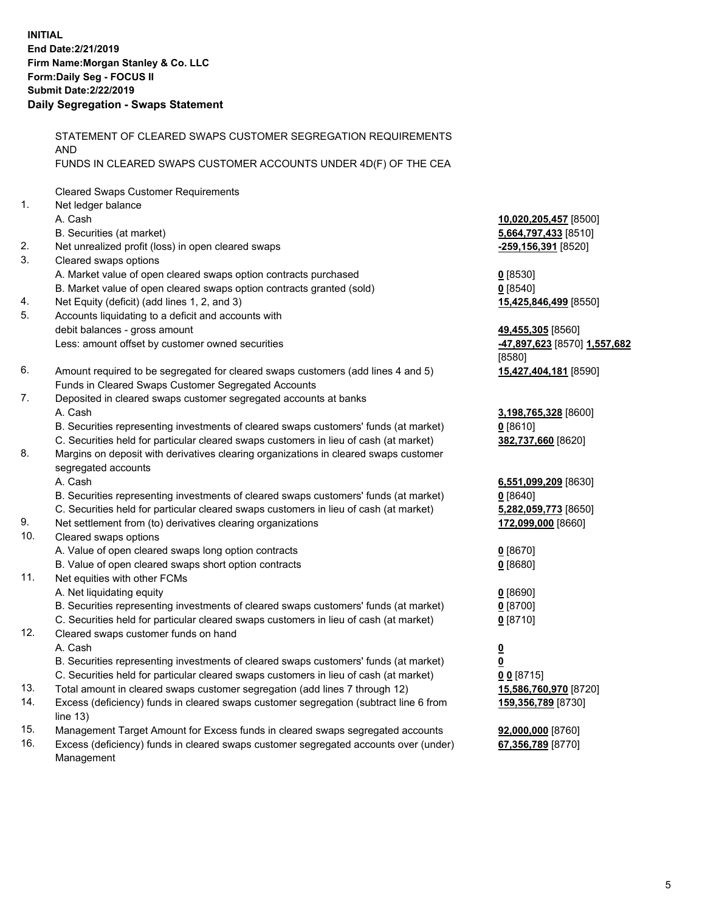**INITIAL**
**End Date:2/21/2019**
**Firm Name:Morgan Stanley & Co. LLC**
**Form:Daily Seg - FOCUS II**
**Submit Date:2/22/2019**
**Daily Segregation - Swaps Statement**

STATEMENT OF CLEARED SWAPS CUSTOMER SEGREGATION REQUIREMENTS AND FUNDS IN CLEARED SWAPS CUSTOMER ACCOUNTS UNDER 4D(F) OF THE CEA

| | | |
|---|---|---|
| | Cleared Swaps Customer Requirements | |
| 1. | Net ledger balance | |
| | A. Cash | **10,020,205,457** [8500] |
| | B. Securities (at market) | **5,664,797,433** [8510] |
| 2. | Net unrealized profit (loss) in open cleared swaps | **-259,156,391** [8520] |
| 3. | Cleared swaps options | |
| | A. Market value of open cleared swaps option contracts purchased | **0** [8530] |
| | B. Market value of open cleared swaps option contracts granted (sold) | **0** [8540] |
| 4. | Net Equity (deficit) (add lines 1, 2, and 3) | **15,425,846,499** [8550] |
| 5. | Accounts liquidating to a deficit and accounts with debit balances - gross amount | **49,455,305** [8560] |
| | Less: amount offset by customer owned securities | **-47,897,623** [8570] **1,557,682** [8580] |
| 6. | Amount required to be segregated for cleared swaps customers (add lines 4 and 5) | **15,427,404,181** [8590] |
| | Funds in Cleared Swaps Customer Segregated Accounts | |
| 7. | Deposited in cleared swaps customer segregated accounts at banks | |
| | A. Cash | **3,198,765,328** [8600] |
| | B. Securities representing investments of cleared swaps customers' funds (at market) | **0** [8610] |
| | C. Securities held for particular cleared swaps customers in lieu of cash (at market) | **382,737,660** [8620] |
| 8. | Margins on deposit with derivatives clearing organizations in cleared swaps customer segregated accounts | |
| | A. Cash | **6,551,099,209** [8630] |
| | B. Securities representing investments of cleared swaps customers' funds (at market) | **0** [8640] |
| | C. Securities held for particular cleared swaps customers in lieu of cash (at market) | **5,282,059,773** [8650] |
| 9. | Net settlement from (to) derivatives clearing organizations | **172,099,000** [8660] |
| 10. | Cleared swaps options | |
| | A. Value of open cleared swaps long option contracts | **0** [8670] |
| | B. Value of open cleared swaps short option contracts | **0** [8680] |
| 11. | Net equities with other FCMs | |
| | A. Net liquidating equity | **0** [8690] |
| | B. Securities representing investments of cleared swaps customers' funds (at market) | **0** [8700] |
| | C. Securities held for particular cleared swaps customers in lieu of cash (at market) | **0** [8710] |
| 12. | Cleared swaps customer funds on hand | |
| | A. Cash | **0** |
| | B. Securities representing investments of cleared swaps customers' funds (at market) | **0** |
| | C. Securities held for particular cleared swaps customers in lieu of cash (at market) | **0** **0** [8715] |
| 13. | Total amount in cleared swaps customer segregation (add lines 7 through 12) | **15,586,760,970** [8720] |
| 14. | Excess (deficiency) funds in cleared swaps customer segregation (subtract line 6 from line 13) | **159,356,789** [8730] |
| 15. | Management Target Amount for Excess funds in cleared swaps segregated accounts | **92,000,000** [8760] |
| 16. | Excess (deficiency) funds in cleared swaps customer segregated accounts over (under) Management | **67,356,789** [8770] |